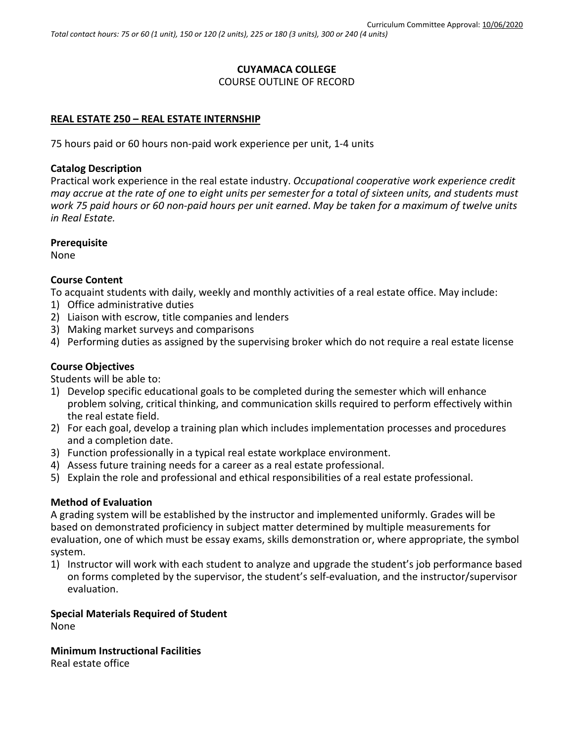Curriculum Committee Approval: 10/06/2020

*Total contact hours: 75 or 60 (1 unit), 150 or 120 (2 units), 225 or 180 (3 units), 300 or 240 (4 units)*

# CUYAMACA COLLEGE

COURSE OUTLINE OF RECORD

## REAL ESTATE 250 – REAL ESTATE INTERNSHIP

75 hours paid or 60 hours non-paid work experience per unit, 1-4 units

### Catalog Description

Practical work experience in the real estate industry. *Occupational cooperative work experience credit may accrue at the rate of one to eight units per semester for a total of sixteen units, and students must work 75 paid hours or 60 non-paid hours per unit earned*. *May be taken for a maximum of twelve units in Real Estate.*

### Prerequisite

None

### Course Content

To acquaint students with daily, weekly and monthly activities of a real estate office. May include:

1) Office administrative duties
2) Liaison with escrow, title companies and lenders
3) Making market surveys and comparisons
4) Performing duties as assigned by the supervising broker which do not require a real estate license

### Course Objectives

Students will be able to:

1) Develop specific educational goals to be completed during the semester which will enhance problem solving, critical thinking, and communication skills required to perform effectively within the real estate field.
2) For each goal, develop a training plan which includes implementation processes and procedures and a completion date.
3) Function professionally in a typical real estate workplace environment.
4) Assess future training needs for a career as a real estate professional.
5) Explain the role and professional and ethical responsibilities of a real estate professional.

### Method of Evaluation

A grading system will be established by the instructor and implemented uniformly. Grades will be based on demonstrated proficiency in subject matter determined by multiple measurements for evaluation, one of which must be essay exams, skills demonstration or, where appropriate, the symbol system.

1) Instructor will work with each student to analyze and upgrade the student's job performance based on forms completed by the supervisor, the student's self-evaluation, and the instructor/supervisor evaluation.

### Special Materials Required of Student

None

### Minimum Instructional Facilities

Real estate office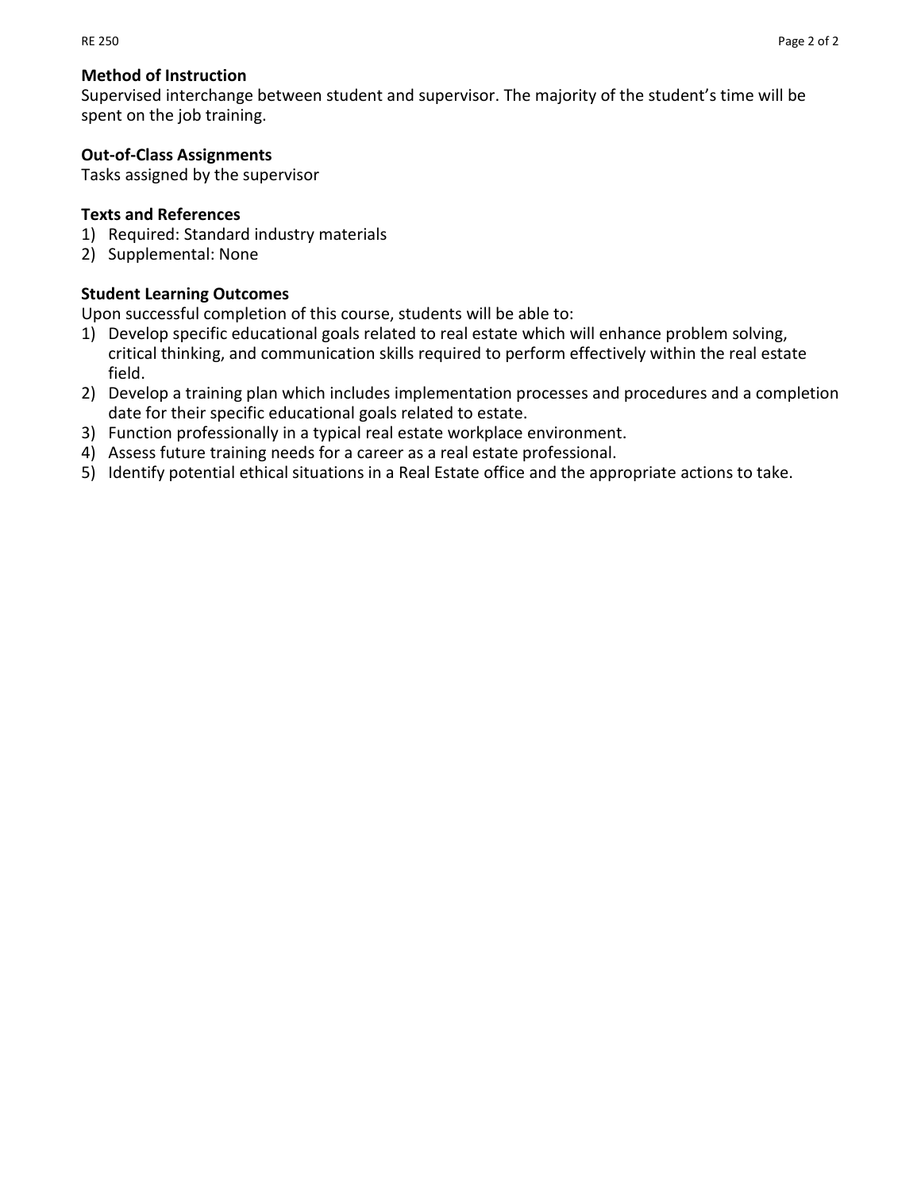## Method of Instruction

Supervised interchange between student and supervisor. The majority of the student's time will be spent on the job training.

## Out-of-Class Assignments

Tasks assigned by the supervisor

## Texts and References

1) Required: Standard industry materials
2) Supplemental: None

## Student Learning Outcomes

Upon successful completion of this course, students will be able to:

1) Develop specific educational goals related to real estate which will enhance problem solving, critical thinking, and communication skills required to perform effectively within the real estate field.
2) Develop a training plan which includes implementation processes and procedures and a completion date for their specific educational goals related to estate.
3) Function professionally in a typical real estate workplace environment.
4) Assess future training needs for a career as a real estate professional.
5) Identify potential ethical situations in a Real Estate office and the appropriate actions to take.